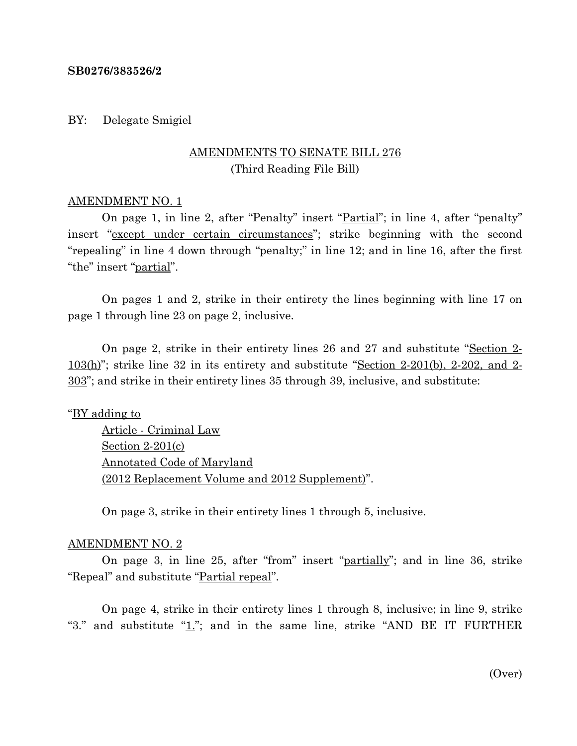**SB0276/383526/2**

BY: Delegate Smigiel

AMENDMENTS TO SENATE BILL 276
(Third Reading File Bill)

AMENDMENT NO. 1

On page 1, in line 2, after "Penalty" insert "Partial"; in line 4, after "penalty" insert "except under certain circumstances"; strike beginning with the second "repealing" in line 4 down through "penalty;" in line 12; and in line 16, after the first "the" insert "partial".

On pages 1 and 2, strike in their entirety the lines beginning with line 17 on page 1 through line 23 on page 2, inclusive.

On page 2, strike in their entirety lines 26 and 27 and substitute "Section 2-103(h)"; strike line 32 in its entirety and substitute "Section 2-201(b), 2-202, and 2-303"; and strike in their entirety lines 35 through 39, inclusive, and substitute:

"BY adding to
Article - Criminal Law
Section 2-201(c)
Annotated Code of Maryland
(2012 Replacement Volume and 2012 Supplement)".

On page 3, strike in their entirety lines 1 through 5, inclusive.

AMENDMENT NO. 2

On page 3, in line 25, after "from" insert "partially"; and in line 36, strike "Repeal" and substitute "Partial repeal".

On page 4, strike in their entirety lines 1 through 8, inclusive; in line 9, strike "3." and substitute "1."; and in the same line, strike "AND BE IT FURTHER

(Over)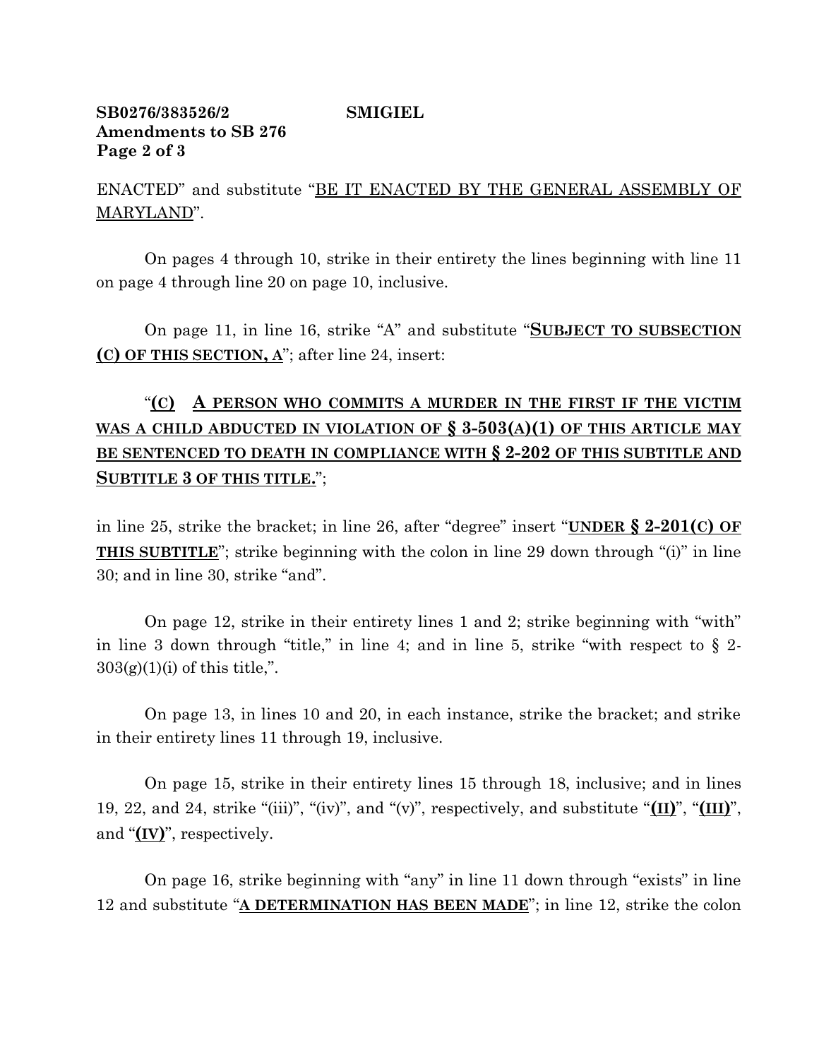ENACTED" and substitute "<u>BE IT ENACTED BY THE GENERAL ASSEMBLY OF MARYLAND</u>".

On pages 4 through 10, strike in their entirety the lines beginning with line 11 on page 4 through line 20 on page 10, inclusive.

On page 11, in line 16, strike "A" and substitute "**<u>SUBJECT TO SUBSECTION (C) OF THIS SECTION, A</u>**"; after line 24, insert:

"**<u>(C)</u> <u>A PERSON WHO COMMITS A MURDER IN THE FIRST IF THE VICTIM WAS A CHILD ABDUCTED IN VIOLATION OF § 3-503(A)(1) OF THIS ARTICLE MAY BE SENTENCED TO DEATH IN COMPLIANCE WITH § 2-202 OF THIS SUBTITLE AND SUBTITLE 3 OF THIS TITLE.</u>**";

in line 25, strike the bracket; in line 26, after "degree" insert "**<u>UNDER § 2-201(C) OF THIS SUBTITLE</u>**"; strike beginning with the colon in line 29 down through "(i)" in line 30; and in line 30, strike "and".

On page 12, strike in their entirety lines 1 and 2; strike beginning with "with" in line 3 down through "title," in line 4; and in line 5, strike "with respect to § 2-303(g)(1)(i) of this title,".

On page 13, in lines 10 and 20, in each instance, strike the bracket; and strike in their entirety lines 11 through 19, inclusive.

On page 15, strike in their entirety lines 15 through 18, inclusive; and in lines 19, 22, and 24, strike "(iii)", "(iv)", and "(v)", respectively, and substitute "**<u>(II)</u>**", "**<u>(III)</u>**", and "**<u>(IV)</u>**", respectively.

On page 16, strike beginning with "any" in line 11 down through "exists" in line 12 and substitute "**<u>A DETERMINATION HAS BEEN MADE</u>**"; in line 12, strike the colon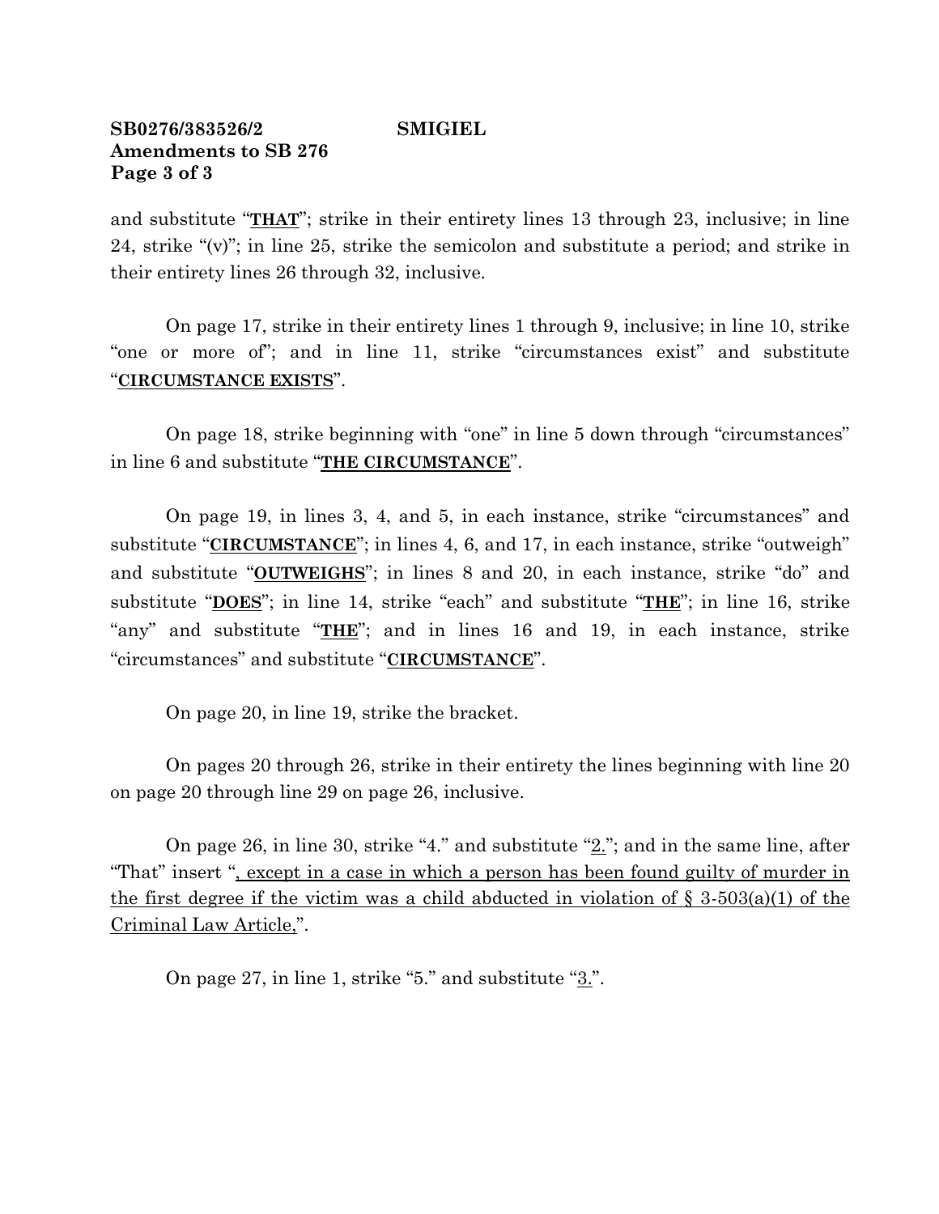and substitute "**<u>THAT</u>**"; strike in their entirety lines 13 through 23, inclusive; in line 24, strike "(v)"; in line 25, strike the semicolon and substitute a period; and strike in their entirety lines 26 through 32, inclusive.

On page 17, strike in their entirety lines 1 through 9, inclusive; in line 10, strike "one or more of"; and in line 11, strike "circumstances exist" and substitute "**<u>CIRCUMSTANCE EXISTS</u>**".

On page 18, strike beginning with "one" in line 5 down through "circumstances" in line 6 and substitute "**<u>THE CIRCUMSTANCE</u>**".

On page 19, in lines 3, 4, and 5, in each instance, strike "circumstances" and substitute "**<u>CIRCUMSTANCE</u>**"; in lines 4, 6, and 17, in each instance, strike "outweigh" and substitute "**<u>OUTWEIGHS</u>**"; in lines 8 and 20, in each instance, strike "do" and substitute "**<u>DOES</u>**"; in line 14, strike "each" and substitute "**<u>THE</u>**"; in line 16, strike "any" and substitute "**<u>THE</u>**"; and in lines 16 and 19, in each instance, strike "circumstances" and substitute "**<u>CIRCUMSTANCE</u>**".

On page 20, in line 19, strike the bracket.

On pages 20 through 26, strike in their entirety the lines beginning with line 20 on page 20 through line 29 on page 26, inclusive.

On page 26, in line 30, strike "4." and substitute "<u>2.</u>"; and in the same line, after "That" insert "<u>, except in a case in which a person has been found guilty of murder in the first degree if the victim was a child abducted in violation of § 3-503(a)(1) of the Criminal Law Article,</u>".

On page 27, in line 1, strike "5." and substitute "<u>3.</u>".